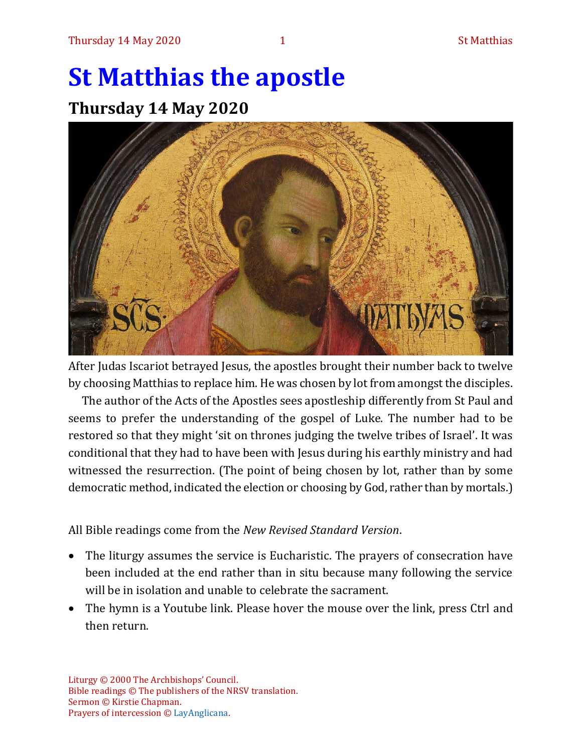# St Matthias the apostle

## Thursday 14 May 2020

After Judas Iscariot betrayed Jesus, the apostles brought their number back to twelve by choosing Matthias to replace him. He was chosen by lot from amongst the disciples.

The author of the Acts of the Apostles sees apostleship differently from St Paul and seems to prefer the understanding of the gospel of Luke. The number had to be restored so that they might 'sit on thrones judging the twelve tribes of Israel'. It was conditional that they had to have been with Jesus during his earthly ministry and had witnessed the resurrection. (The point of being chosen by lot, rather than by some democratic method, indicated the election or choosing by God, rather than by mortals.)

All Bible readings come from the *New Revised Standard Version*.

- The liturgy assumes the service is Eucharistic. The prayers of consecration have been included at the end rather than in situ because many following the service will be in isolation and unable to celebrate the sacrament.
- The hymn is a Youtube link. Please hover the mouse over the link, press Ctrl and then return.

Liturgy © 2000 The Archbishops' Council.
Bible readings © The publishers of the NRSV translation.
Sermon © Kirstie Chapman.
Prayers of intercession © LayAnglicana.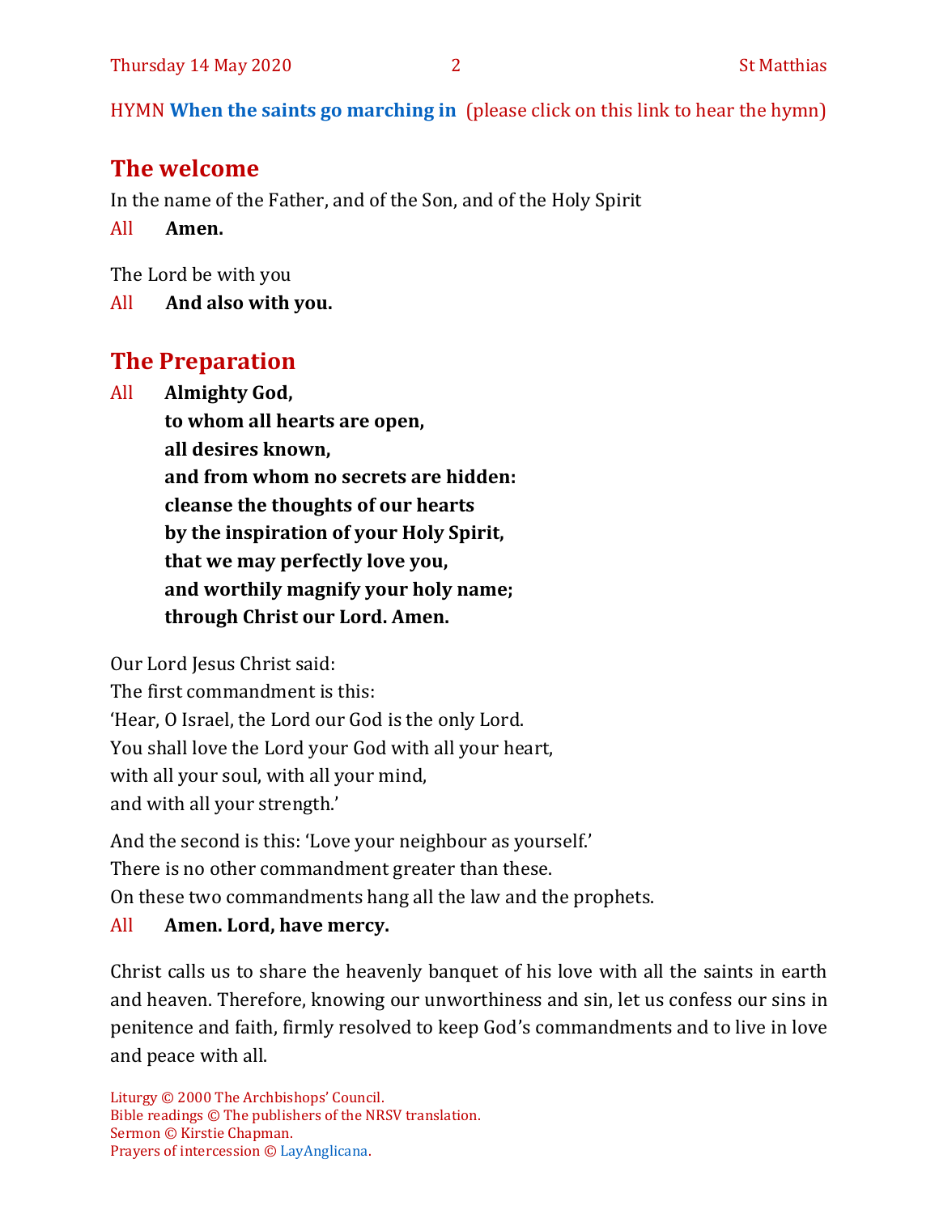HYMN **When the saints go marching in** (please click on this link to hear the hymn)

## The welcome

In the name of the Father, and of the Son, and of the Holy Spirit

All **Amen.**

The Lord be with you

All **And also with you.**

## The Preparation

All **Almighty God,**
**to whom all hearts are open,**
**all desires known,**
**and from whom no secrets are hidden:**
**cleanse the thoughts of our hearts**
**by the inspiration of your Holy Spirit,**
**that we may perfectly love you,**
**and worthily magnify your holy name;**
**through Christ our Lord. Amen.**

Our Lord Jesus Christ said:
The first commandment is this:
'Hear, O Israel, the Lord our God is the only Lord.
You shall love the Lord your God with all your heart,
with all your soul, with all your mind,
and with all your strength.'

And the second is this: 'Love your neighbour as yourself.'
There is no other commandment greater than these.
On these two commandments hang all the law and the prophets.

All **Amen. Lord, have mercy.**

Christ calls us to share the heavenly banquet of his love with all the saints in earth and heaven. Therefore, knowing our unworthiness and sin, let us confess our sins in penitence and faith, firmly resolved to keep God's commandments and to live in love and peace with all.

Liturgy © 2000 The Archbishops' Council.
Bible readings © The publishers of the NRSV translation.
Sermon © Kirstie Chapman.
Prayers of intercession © LayAnglicana.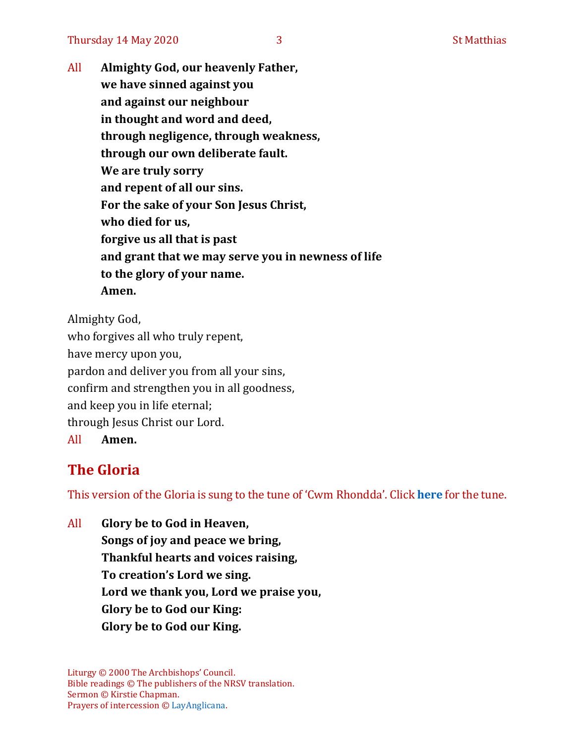All **Almighty God, our heavenly Father,**
**we have sinned against you**
**and against our neighbour**
**in thought and word and deed,**
**through negligence, through weakness,**
**through our own deliberate fault.**
**We are truly sorry**
**and repent of all our sins.**
**For the sake of your Son Jesus Christ,**
**who died for us,**
**forgive us all that is past**
**and grant that we may serve you in newness of life**
**to the glory of your name.**
**Amen.**

Almighty God,
who forgives all who truly repent,
have mercy upon you,
pardon and deliver you from all your sins,
confirm and strengthen you in all goodness,
and keep you in life eternal;
through Jesus Christ our Lord.
All **Amen.**

## The Gloria

This version of the Gloria is sung to the tune of 'Cwm Rhondda'. Click **here** for the tune.

All **Glory be to God in Heaven,**
**Songs of joy and peace we bring,**
**Thankful hearts and voices raising,**
**To creation's Lord we sing.**
**Lord we thank you, Lord we praise you,**
**Glory be to God our King:**
**Glory be to God our King.**

Liturgy © 2000 The Archbishops' Council.
Bible readings © The publishers of the NRSV translation.
Sermon © Kirstie Chapman.
Prayers of intercession © LayAnglicana.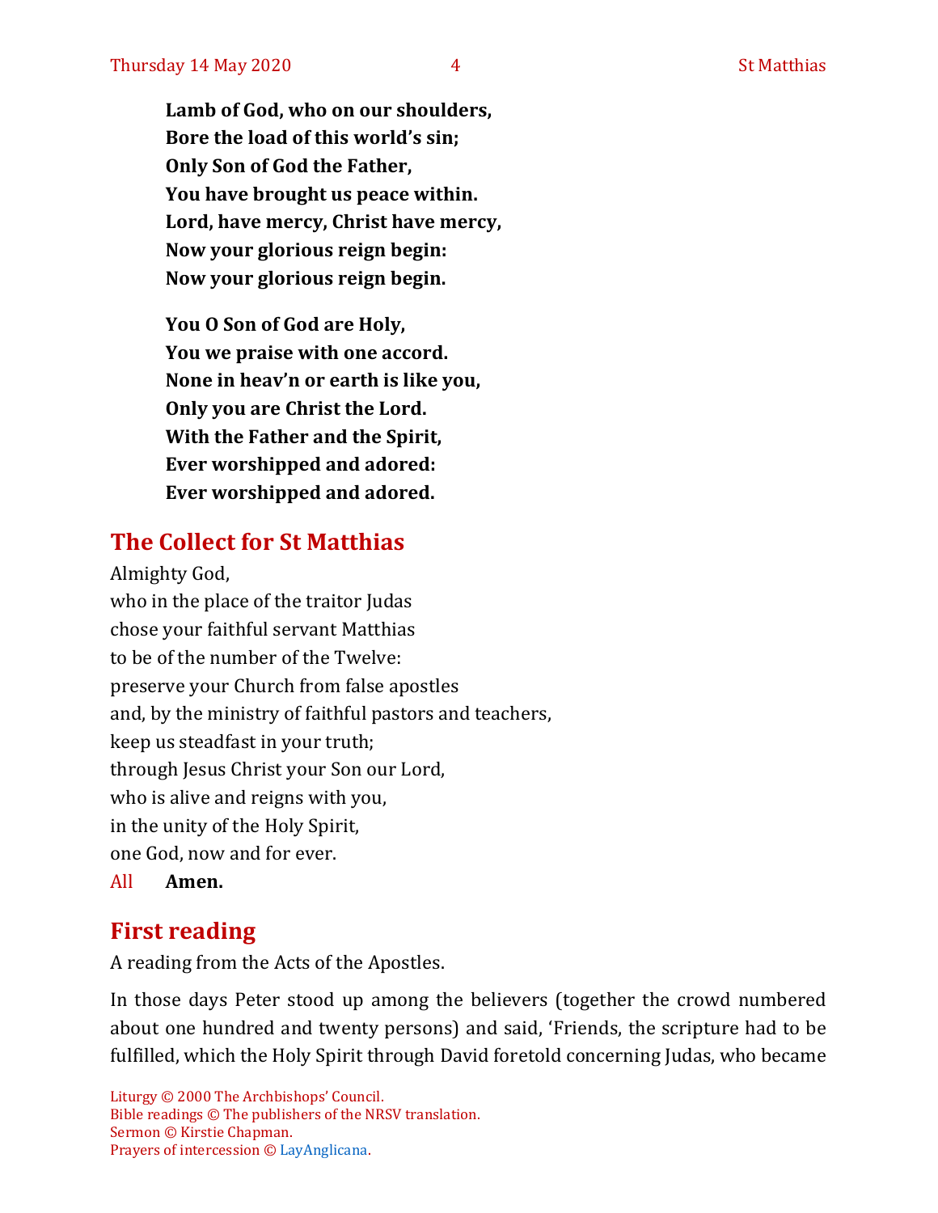**Lamb of God, who on our shoulders,**
**Bore the load of this world's sin;**
**Only Son of God the Father,**
**You have brought us peace within.**
**Lord, have mercy, Christ have mercy,**
**Now your glorious reign begin:**
**Now your glorious reign begin.**

**You O Son of God are Holy,**
**You we praise with one accord.**
**None in heav'n or earth is like you,**
**Only you are Christ the Lord.**
**With the Father and the Spirit,**
**Ever worshipped and adored:**
**Ever worshipped and adored.**

## The Collect for St Matthias

Almighty God,
who in the place of the traitor Judas
chose your faithful servant Matthias
to be of the number of the Twelve:
preserve your Church from false apostles
and, by the ministry of faithful pastors and teachers,
keep us steadfast in your truth;
through Jesus Christ your Son our Lord,
who is alive and reigns with you,
in the unity of the Holy Spirit,
one God, now and for ever.

All **Amen.**

## First reading

A reading from the Acts of the Apostles.

In those days Peter stood up among the believers (together the crowd numbered about one hundred and twenty persons) and said, 'Friends, the scripture had to be fulfilled, which the Holy Spirit through David foretold concerning Judas, who became

Liturgy © 2000 The Archbishops' Council.
Bible readings © The publishers of the NRSV translation.
Sermon © Kirstie Chapman.
Prayers of intercession © LayAnglicana.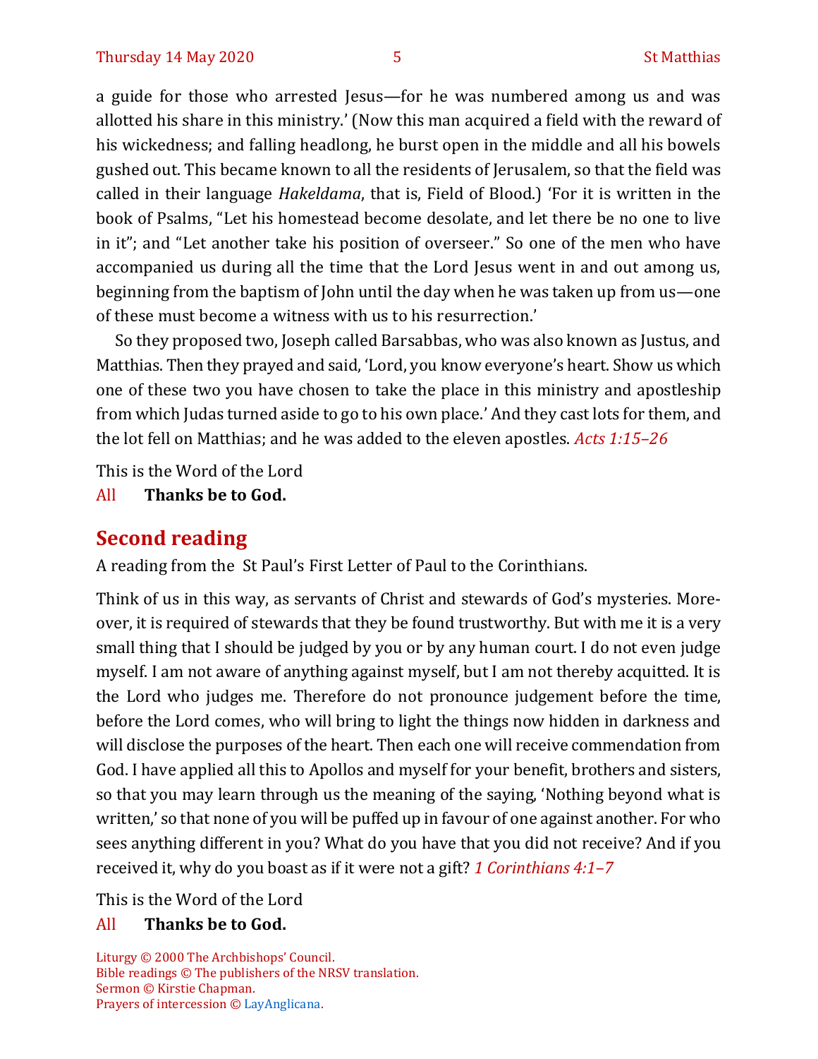a guide for those who arrested Jesus—for he was numbered among us and was allotted his share in this ministry.' (Now this man acquired a field with the reward of his wickedness; and falling headlong, he burst open in the middle and all his bowels gushed out. This became known to all the residents of Jerusalem, so that the field was called in their language *Hakeldama*, that is, Field of Blood.) 'For it is written in the book of Psalms, "Let his homestead become desolate, and let there be no one to live in it"; and "Let another take his position of overseer." So one of the men who have accompanied us during all the time that the Lord Jesus went in and out among us, beginning from the baptism of John until the day when he was taken up from us—one of these must become a witness with us to his resurrection.'

So they proposed two, Joseph called Barsabbas, who was also known as Justus, and Matthias. Then they prayed and said, 'Lord, you know everyone's heart. Show us which one of these two you have chosen to take the place in this ministry and apostleship from which Judas turned aside to go to his own place.' And they cast lots for them, and the lot fell on Matthias; and he was added to the eleven apostles. *Acts 1:15–26*

This is the Word of the Lord

All **Thanks be to God.**

## Second reading

A reading from the St Paul's First Letter of Paul to the Corinthians.

Think of us in this way, as servants of Christ and stewards of God's mysteries. Moreover, it is required of stewards that they be found trustworthy. But with me it is a very small thing that I should be judged by you or by any human court. I do not even judge myself. I am not aware of anything against myself, but I am not thereby acquitted. It is the Lord who judges me. Therefore do not pronounce judgement before the time, before the Lord comes, who will bring to light the things now hidden in darkness and will disclose the purposes of the heart. Then each one will receive commendation from God. I have applied all this to Apollos and myself for your benefit, brothers and sisters, so that you may learn through us the meaning of the saying, 'Nothing beyond what is written,' so that none of you will be puffed up in favour of one against another. For who sees anything different in you? What do you have that you did not receive? And if you received it, why do you boast as if it were not a gift? *1 Corinthians 4:1–7*

This is the Word of the Lord

All **Thanks be to God.**

Liturgy © 2000 The Archbishops' Council.
Bible readings © The publishers of the NRSV translation.
Sermon © Kirstie Chapman.
Prayers of intercession © LayAnglicana.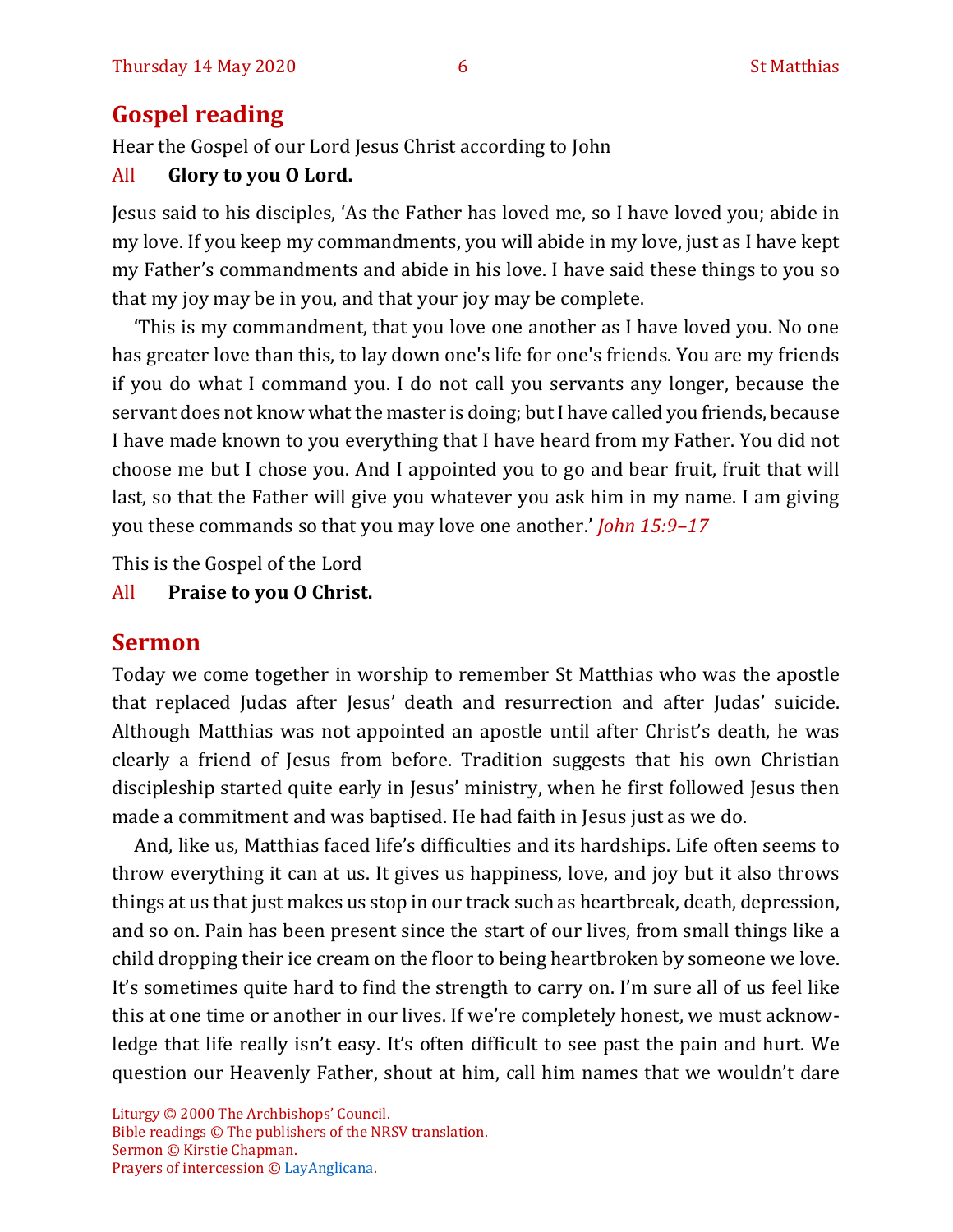## Gospel reading

Hear the Gospel of our Lord Jesus Christ according to John

All **Glory to you O Lord.**

Jesus said to his disciples, 'As the Father has loved me, so I have loved you; abide in my love. If you keep my commandments, you will abide in my love, just as I have kept my Father's commandments and abide in his love. I have said these things to you so that my joy may be in you, and that your joy may be complete.

'This is my commandment, that you love one another as I have loved you. No one has greater love than this, to lay down one's life for one's friends. You are my friends if you do what I command you. I do not call you servants any longer, because the servant does not know what the master is doing; but I have called you friends, because I have made known to you everything that I have heard from my Father. You did not choose me but I chose you. And I appointed you to go and bear fruit, fruit that will last, so that the Father will give you whatever you ask him in my name. I am giving you these commands so that you may love one another.' *John 15:9–17*

This is the Gospel of the Lord

All **Praise to you O Christ.**

## Sermon

Today we come together in worship to remember St Matthias who was the apostle that replaced Judas after Jesus' death and resurrection and after Judas' suicide. Although Matthias was not appointed an apostle until after Christ's death, he was clearly a friend of Jesus from before. Tradition suggests that his own Christian discipleship started quite early in Jesus' ministry, when he first followed Jesus then made a commitment and was baptised. He had faith in Jesus just as we do.

And, like us, Matthias faced life's difficulties and its hardships. Life often seems to throw everything it can at us. It gives us happiness, love, and joy but it also throws things at us that just makes us stop in our track such as heartbreak, death, depression, and so on. Pain has been present since the start of our lives, from small things like a child dropping their ice cream on the floor to being heartbroken by someone we love. It's sometimes quite hard to find the strength to carry on. I'm sure all of us feel like this at one time or another in our lives. If we're completely honest, we must acknowledge that life really isn't easy. It's often difficult to see past the pain and hurt. We question our Heavenly Father, shout at him, call him names that we wouldn't dare

Liturgy © 2000 The Archbishops' Council.
Bible readings © The publishers of the NRSV translation.
Sermon © Kirstie Chapman.
Prayers of intercession © LayAnglicana.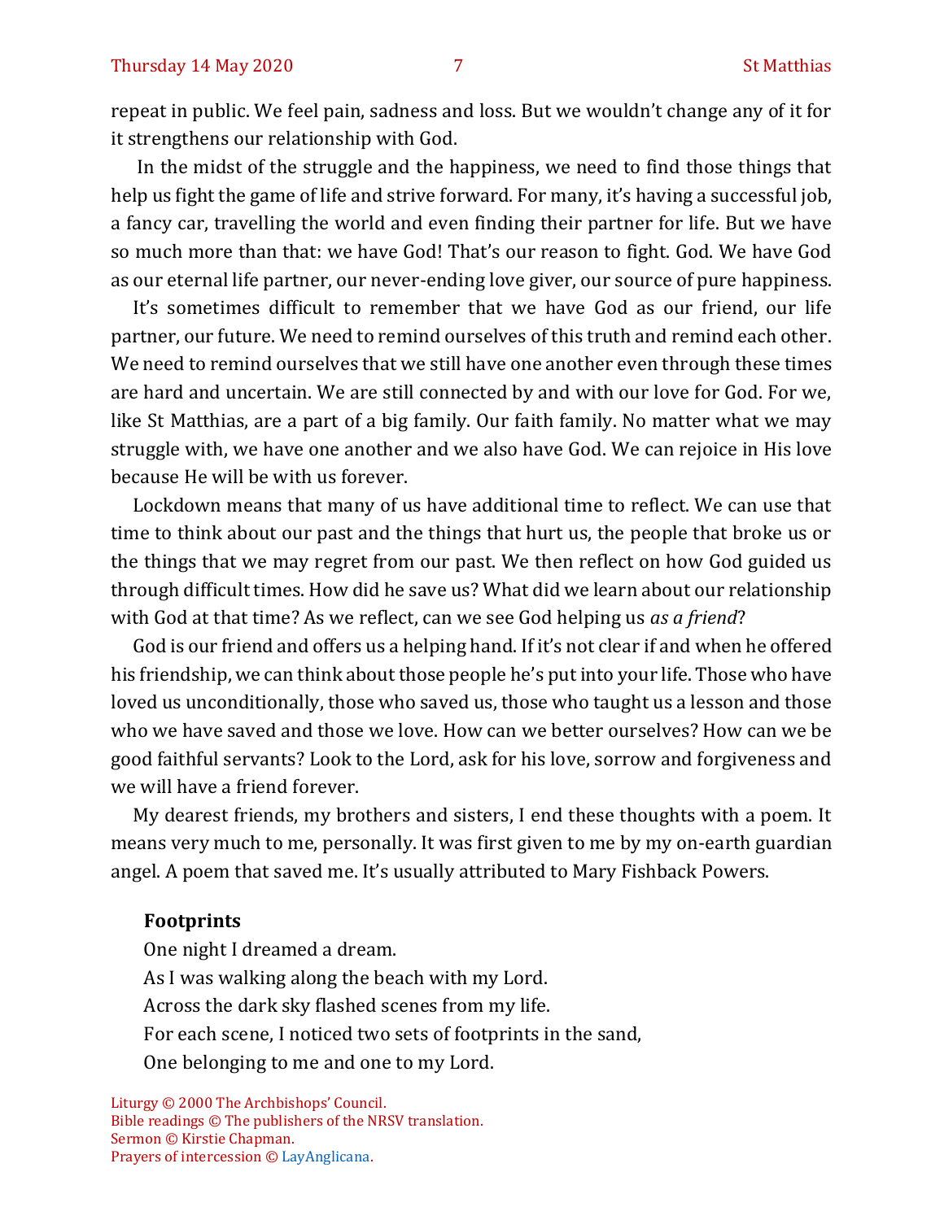repeat in public. We feel pain, sadness and loss. But we wouldn't change any of it for it strengthens our relationship with God.

In the midst of the struggle and the happiness, we need to find those things that help us fight the game of life and strive forward. For many, it's having a successful job, a fancy car, travelling the world and even finding their partner for life. But we have so much more than that: we have God! That's our reason to fight. God. We have God as our eternal life partner, our never-ending love giver, our source of pure happiness.

It's sometimes difficult to remember that we have God as our friend, our life partner, our future. We need to remind ourselves of this truth and remind each other. We need to remind ourselves that we still have one another even through these times are hard and uncertain. We are still connected by and with our love for God. For we, like St Matthias, are a part of a big family. Our faith family. No matter what we may struggle with, we have one another and we also have God. We can rejoice in His love because He will be with us forever.

Lockdown means that many of us have additional time to reflect. We can use that time to think about our past and the things that hurt us, the people that broke us or the things that we may regret from our past. We then reflect on how God guided us through difficult times. How did he save us? What did we learn about our relationship with God at that time? As we reflect, can we see God helping us *as a friend*?

God is our friend and offers us a helping hand. If it's not clear if and when he offered his friendship, we can think about those people he's put into your life. Those who have loved us unconditionally, those who saved us, those who taught us a lesson and those who we have saved and those we love. How can we better ourselves? How can we be good faithful servants? Look to the Lord, ask for his love, sorrow and forgiveness and we will have a friend forever.

My dearest friends, my brothers and sisters, I end these thoughts with a poem. It means very much to me, personally. It was first given to me by my on-earth guardian angel. A poem that saved me. It's usually attributed to Mary Fishback Powers.

**Footprints**

One night I dreamed a dream.
As I was walking along the beach with my Lord.
Across the dark sky flashed scenes from my life.
For each scene, I noticed two sets of footprints in the sand,
One belonging to me and one to my Lord.

Liturgy © 2000 The Archbishops' Council.
Bible readings © The publishers of the NRSV translation.
Sermon © Kirstie Chapman.
Prayers of intercession © LayAnglicana.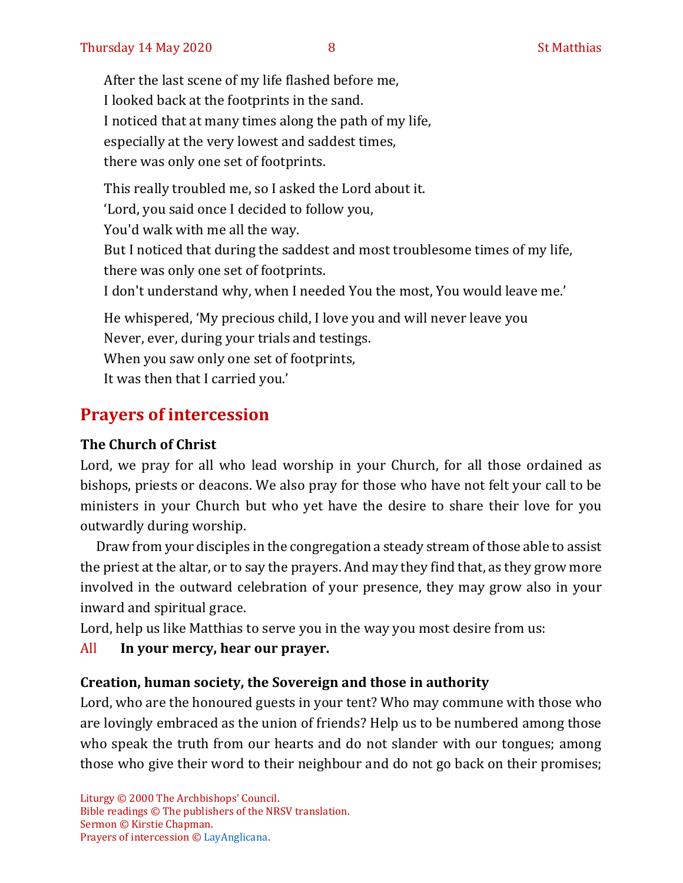After the last scene of my life flashed before me,
I looked back at the footprints in the sand.
I noticed that at many times along the path of my life,
especially at the very lowest and saddest times,
there was only one set of footprints.

This really troubled me, so I asked the Lord about it.
'Lord, you said once I decided to follow you,
You'd walk with me all the way.
But I noticed that during the saddest and most troublesome times of my life,
there was only one set of footprints.
I don't understand why, when I needed You the most, You would leave me.'

He whispered, 'My precious child, I love you and will never leave you
Never, ever, during your trials and testings.
When you saw only one set of footprints,
It was then that I carried you.'

## Prayers of intercession

### The Church of Christ

Lord, we pray for all who lead worship in your Church, for all those ordained as bishops, priests or deacons. We also pray for those who have not felt your call to be ministers in your Church but who yet have the desire to share their love for you outwardly during worship.

Draw from your disciples in the congregation a steady stream of those able to assist the priest at the altar, or to say the prayers. And may they find that, as they grow more involved in the outward celebration of your presence, they may grow also in your inward and spiritual grace.

Lord, help us like Matthias to serve you in the way you most desire from us:

All **In your mercy, hear our prayer.**

### Creation, human society, the Sovereign and those in authority

Lord, who are the honoured guests in your tent? Who may commune with those who are lovingly embraced as the union of friends? Help us to be numbered among those who speak the truth from our hearts and do not slander with our tongues; among those who give their word to their neighbour and do not go back on their promises;

Liturgy © 2000 The Archbishops' Council.
Bible readings © The publishers of the NRSV translation.
Sermon © Kirstie Chapman.
Prayers of intercession © LayAnglicana.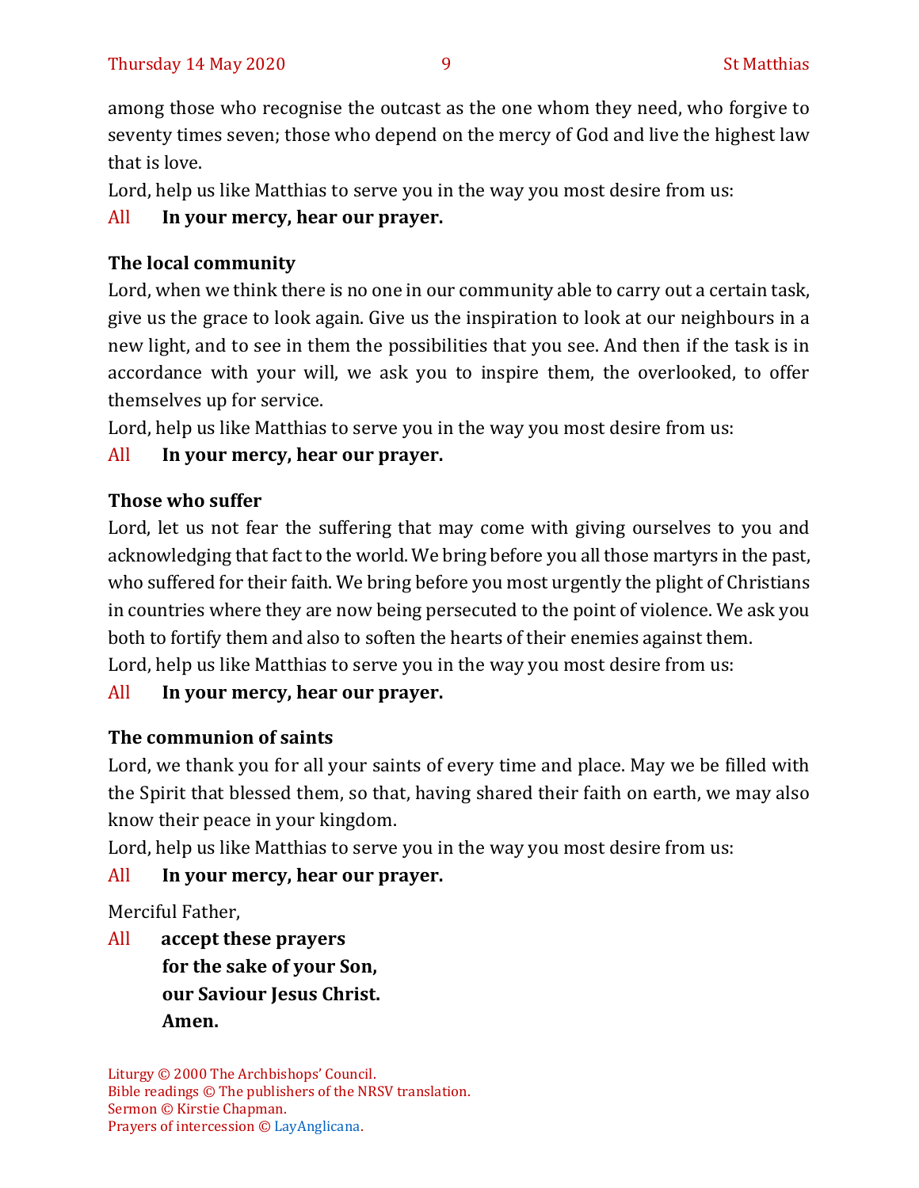among those who recognise the outcast as the one whom they need, who forgive to seventy times seven; those who depend on the mercy of God and live the highest law that is love.

Lord, help us like Matthias to serve you in the way you most desire from us:

All **In your mercy, hear our prayer.**

**The local community**

Lord, when we think there is no one in our community able to carry out a certain task, give us the grace to look again. Give us the inspiration to look at our neighbours in a new light, and to see in them the possibilities that you see. And then if the task is in accordance with your will, we ask you to inspire them, the overlooked, to offer themselves up for service.

Lord, help us like Matthias to serve you in the way you most desire from us:

All **In your mercy, hear our prayer.**

**Those who suffer**

Lord, let us not fear the suffering that may come with giving ourselves to you and acknowledging that fact to the world. We bring before you all those martyrs in the past, who suffered for their faith. We bring before you most urgently the plight of Christians in countries where they are now being persecuted to the point of violence. We ask you both to fortify them and also to soften the hearts of their enemies against them.

Lord, help us like Matthias to serve you in the way you most desire from us:

All **In your mercy, hear our prayer.**

**The communion of saints**

Lord, we thank you for all your saints of every time and place. May we be filled with the Spirit that blessed them, so that, having shared their faith on earth, we may also know their peace in your kingdom.

Lord, help us like Matthias to serve you in the way you most desire from us:

All **In your mercy, hear our prayer.**

Merciful Father,

All **accept these prayers**
**for the sake of your Son,**
**our Saviour Jesus Christ.**
**Amen.**

Liturgy © 2000 The Archbishops' Council.
Bible readings © The publishers of the NRSV translation.
Sermon © Kirstie Chapman.
Prayers of intercession © LayAnglicana.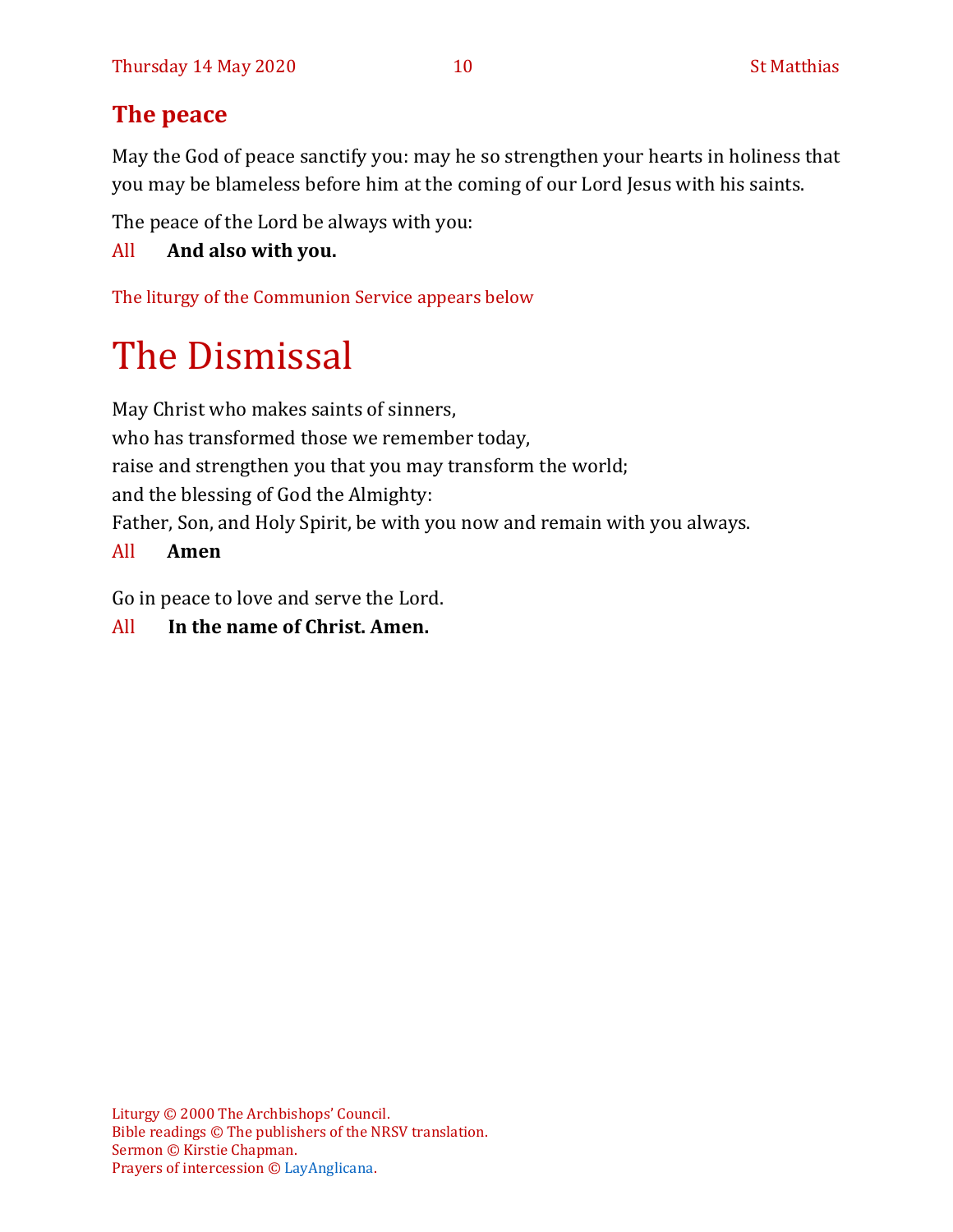## The peace

May the God of peace sanctify you: may he so strengthen your hearts in holiness that you may be blameless before him at the coming of our Lord Jesus with his saints.

The peace of the Lord be always with you:

All **And also with you.**

The liturgy of the Communion Service appears below

# The Dismissal

May Christ who makes saints of sinners,
who has transformed those we remember today,
raise and strengthen you that you may transform the world;
and the blessing of God the Almighty:
Father, Son, and Holy Spirit, be with you now and remain with you always.

All **Amen**

Go in peace to love and serve the Lord.

All **In the name of Christ. Amen.**

Liturgy © 2000 The Archbishops' Council.
Bible readings © The publishers of the NRSV translation.
Sermon © Kirstie Chapman.
Prayers of intercession © LayAnglicana.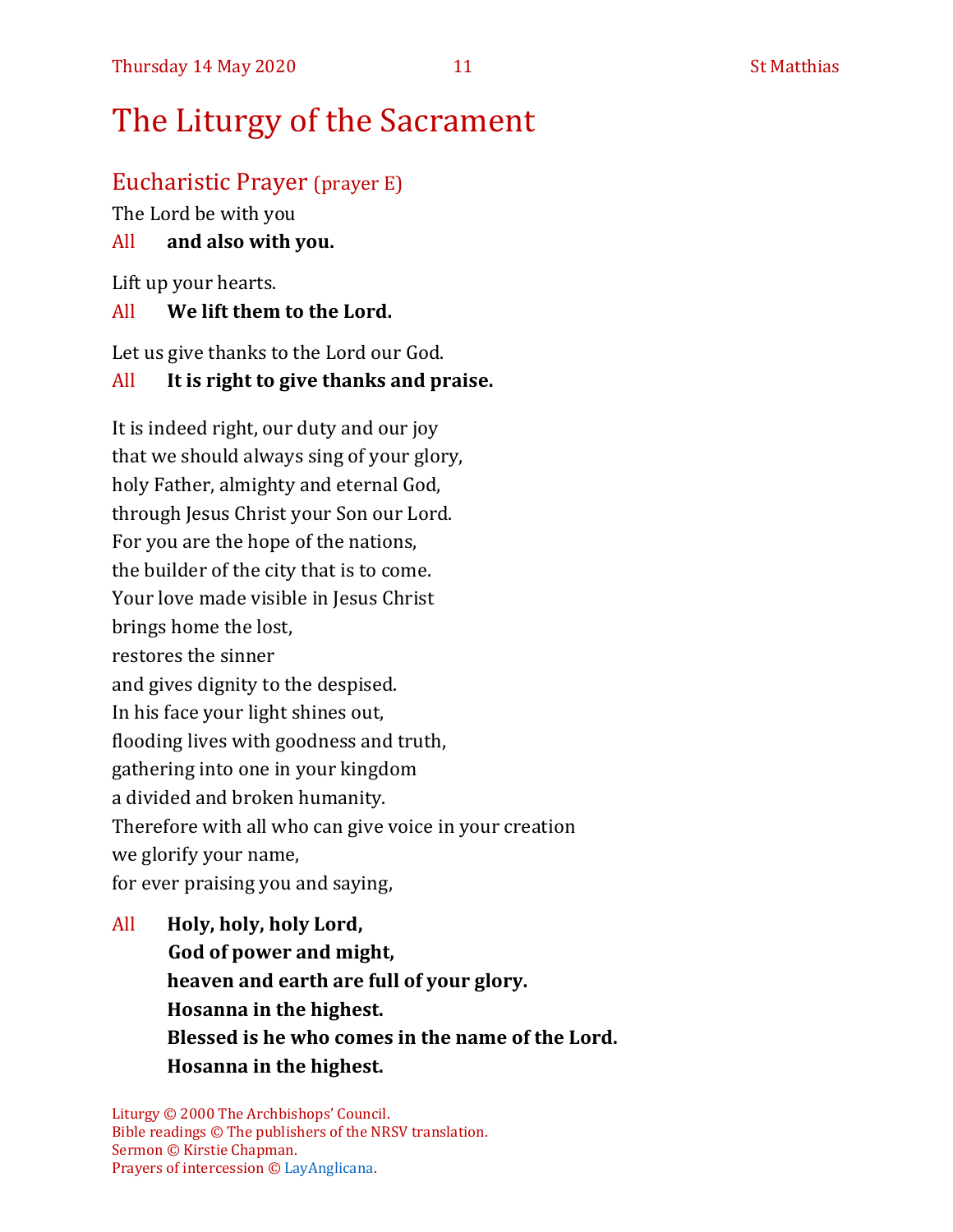# The Liturgy of the Sacrament

## Eucharistic Prayer (prayer E)

The Lord be with you

All **and also with you.**

Lift up your hearts.

All **We lift them to the Lord.**

Let us give thanks to the Lord our God.

All **It is right to give thanks and praise.**

It is indeed right, our duty and our joy
that we should always sing of your glory,
holy Father, almighty and eternal God,
through Jesus Christ your Son our Lord.
For you are the hope of the nations,
the builder of the city that is to come.
Your love made visible in Jesus Christ
brings home the lost,
restores the sinner
and gives dignity to the despised.
In his face your light shines out,
flooding lives with goodness and truth,
gathering into one in your kingdom
a divided and broken humanity.
Therefore with all who can give voice in your creation
we glorify your name,
for ever praising you and saying,

All **Holy, holy, holy Lord,**
**God of power and might,**
**heaven and earth are full of your glory.**
**Hosanna in the highest.**
**Blessed is he who comes in the name of the Lord.**
**Hosanna in the highest.**

Liturgy © 2000 The Archbishops' Council.
Bible readings © The publishers of the NRSV translation.
Sermon © Kirstie Chapman.
Prayers of intercession © LayAnglicana.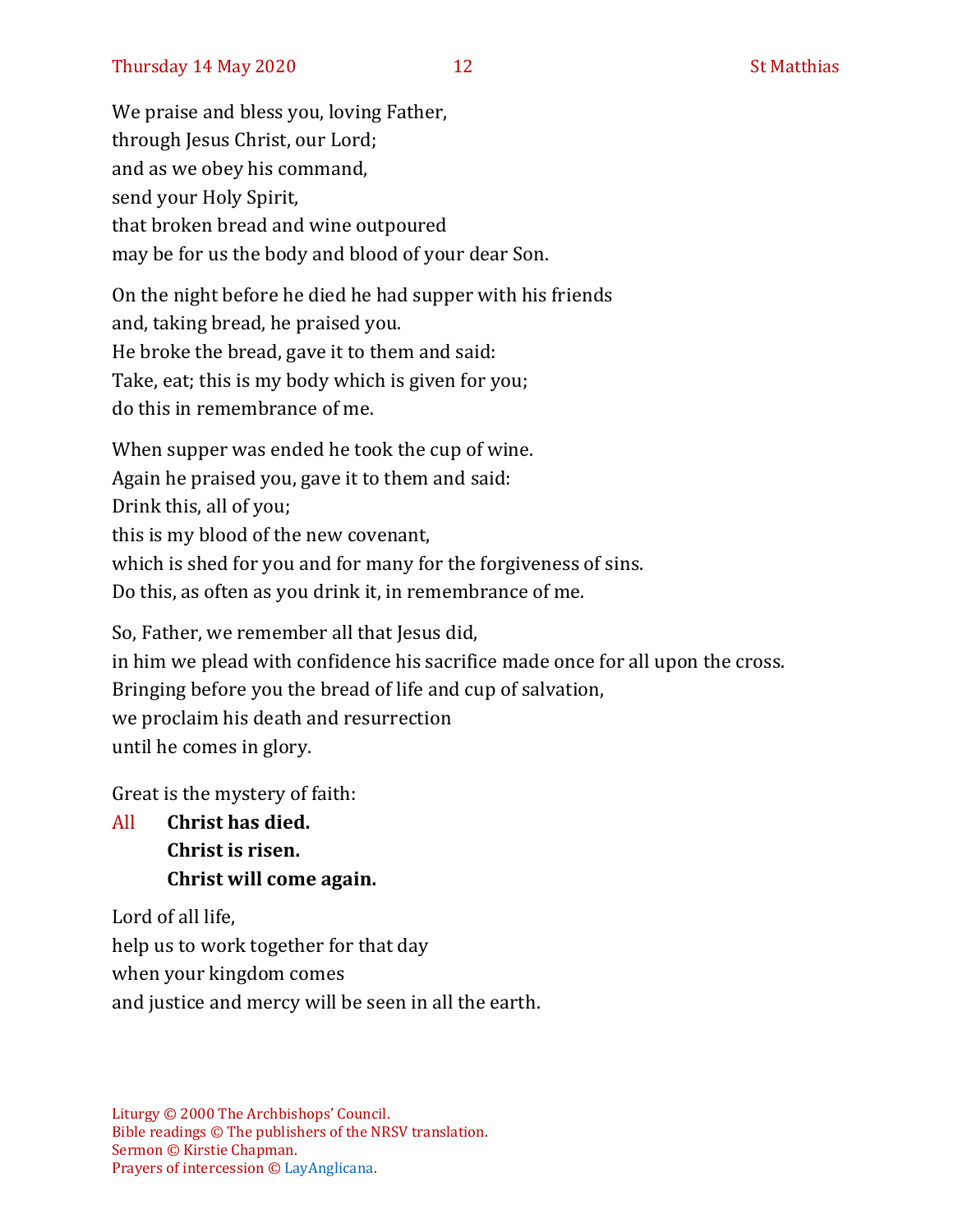We praise and bless you, loving Father,
through Jesus Christ, our Lord;
and as we obey his command,
send your Holy Spirit,
that broken bread and wine outpoured
may be for us the body and blood of your dear Son.

On the night before he died he had supper with his friends
and, taking bread, he praised you.
He broke the bread, gave it to them and said:
Take, eat; this is my body which is given for you;
do this in remembrance of me.

When supper was ended he took the cup of wine.
Again he praised you, gave it to them and said:
Drink this, all of you;
this is my blood of the new covenant,
which is shed for you and for many for the forgiveness of sins.
Do this, as often as you drink it, in remembrance of me.

So, Father, we remember all that Jesus did,
in him we plead with confidence his sacrifice made once for all upon the cross.
Bringing before you the bread of life and cup of salvation,
we proclaim his death and resurrection
until he comes in glory.

Great is the mystery of faith:

All **Christ has died.**
**Christ is risen.**
**Christ will come again.**

Lord of all life,
help us to work together for that day
when your kingdom comes
and justice and mercy will be seen in all the earth.

Liturgy © 2000 The Archbishops' Council.
Bible readings © The publishers of the NRSV translation.
Sermon © Kirstie Chapman.
Prayers of intercession © LayAnglicana.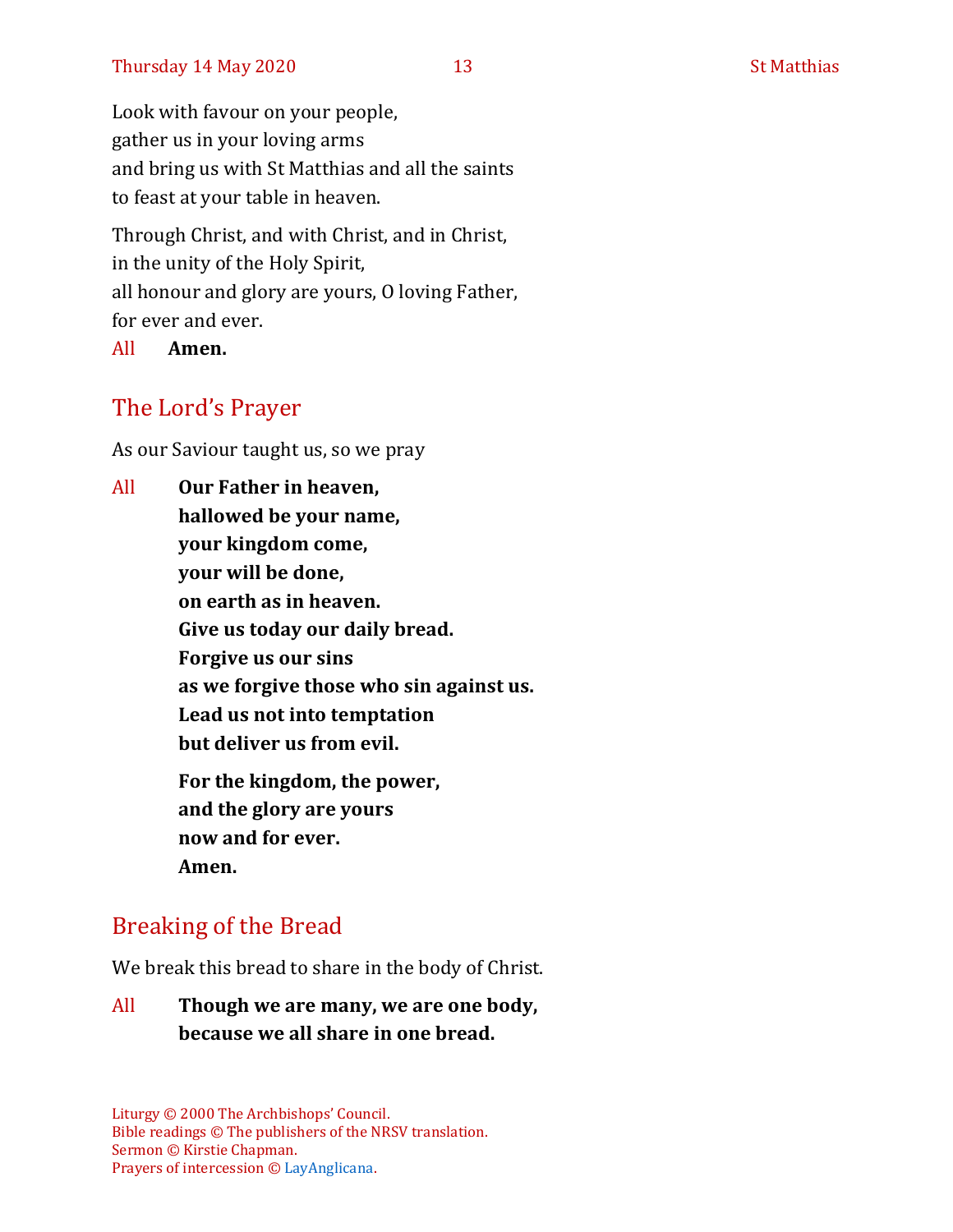Look with favour on your people,
gather us in your loving arms
and bring us with St Matthias and all the saints
to feast at your table in heaven.

Through Christ, and with Christ, and in Christ,
in the unity of the Holy Spirit,
all honour and glory are yours, O loving Father,
for ever and ever.

All **Amen.**

## The Lord's Prayer

As our Saviour taught us, so we pray

All **Our Father in heaven,**
**hallowed be your name,**
**your kingdom come,**
**your will be done,**
**on earth as in heaven.**
**Give us today our daily bread.**
**Forgive us our sins**
**as we forgive those who sin against us.**
**Lead us not into temptation**
**but deliver us from evil.**

**For the kingdom, the power,**
**and the glory are yours**
**now and for ever.**
**Amen.**

## Breaking of the Bread

We break this bread to share in the body of Christ.

All **Though we are many, we are one body,**
**because we all share in one bread.**

Liturgy © 2000 The Archbishops' Council.
Bible readings © The publishers of the NRSV translation.
Sermon © Kirstie Chapman.
Prayers of intercession © LayAnglicana.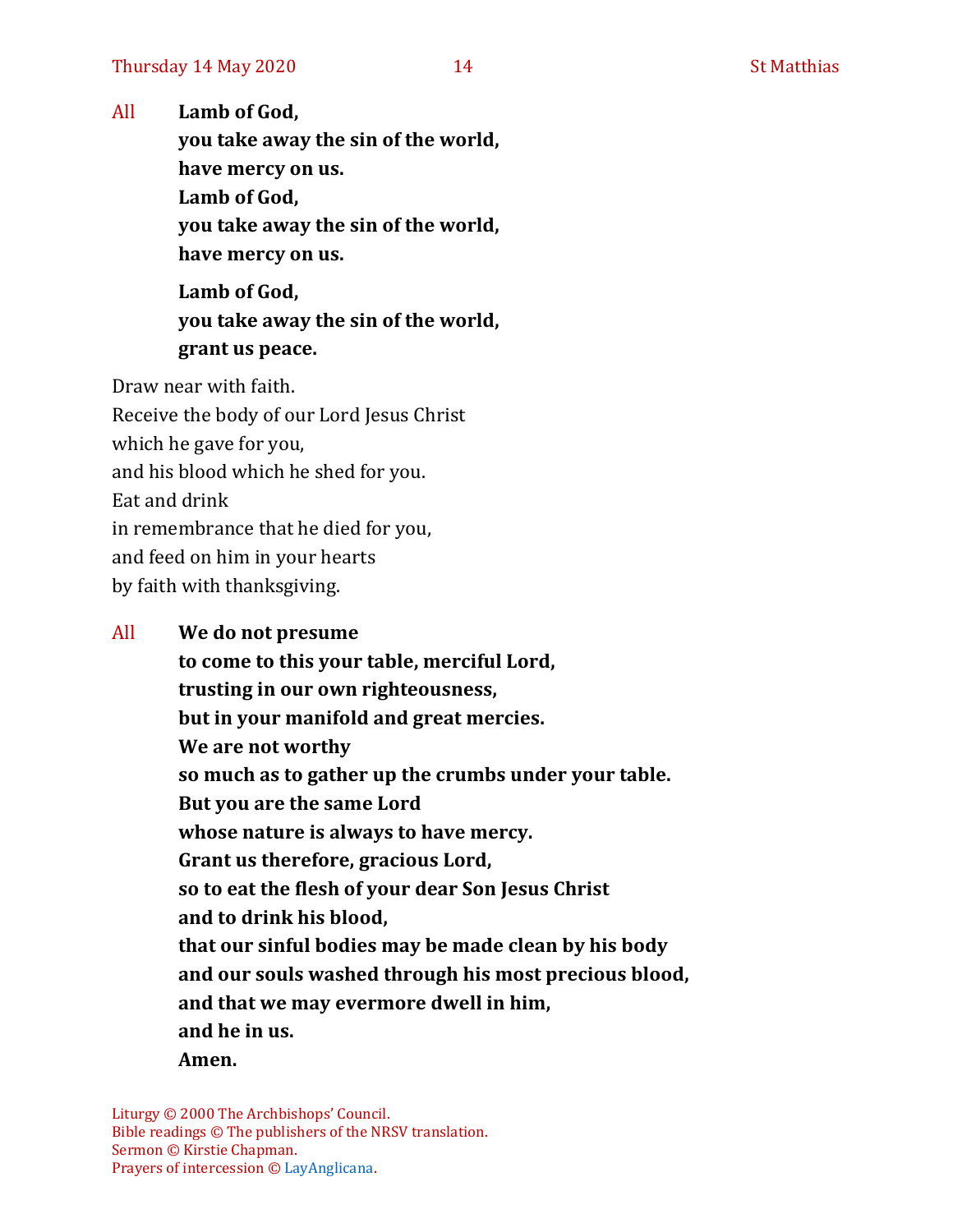All **Lamb of God,**
**you take away the sin of the world,**
**have mercy on us.**
**Lamb of God,**
**you take away the sin of the world,**
**have mercy on us.**

**Lamb of God,**
**you take away the sin of the world,**
**grant us peace.**

Draw near with faith.
Receive the body of our Lord Jesus Christ
which he gave for you,
and his blood which he shed for you.
Eat and drink
in remembrance that he died for you,
and feed on him in your hearts
by faith with thanksgiving.

All **We do not presume**
**to come to this your table, merciful Lord,**
**trusting in our own righteousness,**
**but in your manifold and great mercies.**
**We are not worthy**
**so much as to gather up the crumbs under your table.**
**But you are the same Lord**
**whose nature is always to have mercy.**
**Grant us therefore, gracious Lord,**
**so to eat the flesh of your dear Son Jesus Christ**
**and to drink his blood,**
**that our sinful bodies may be made clean by his body**
**and our souls washed through his most precious blood,**
**and that we may evermore dwell in him,**
**and he in us.**
**Amen.**

Liturgy © 2000 The Archbishops' Council.
Bible readings © The publishers of the NRSV translation.
Sermon © Kirstie Chapman.
Prayers of intercession © LayAnglicana.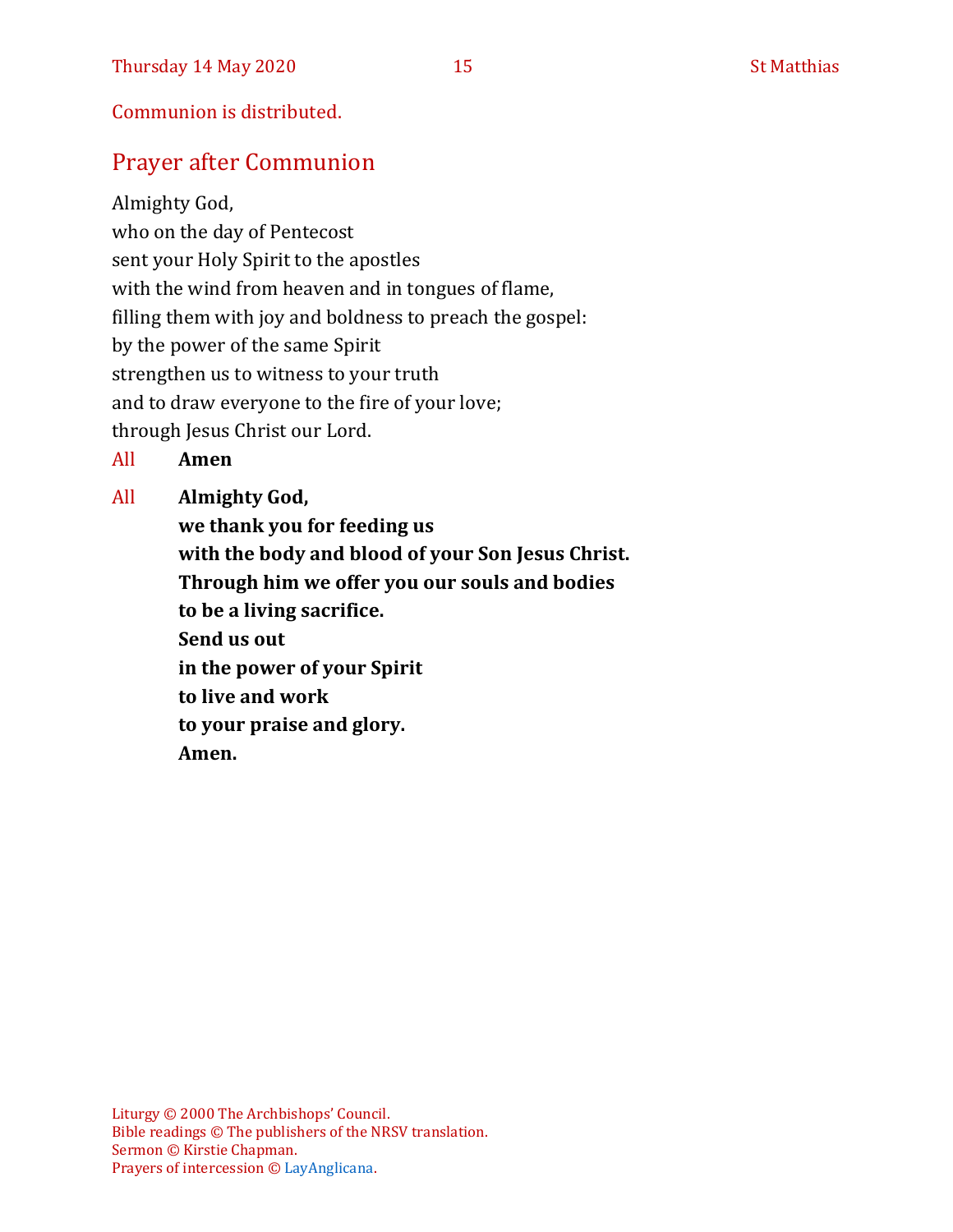Communion is distributed.

## Prayer after Communion

Almighty God,
who on the day of Pentecost
sent your Holy Spirit to the apostles
with the wind from heaven and in tongues of flame,
filling them with joy and boldness to preach the gospel:
by the power of the same Spirit
strengthen us to witness to your truth
and to draw everyone to the fire of your love;
through Jesus Christ our Lord.

All **Amen**

All **Almighty God,**
**we thank you for feeding us**
**with the body and blood of your Son Jesus Christ.**
**Through him we offer you our souls and bodies**
**to be a living sacrifice.**
**Send us out**
**in the power of your Spirit**
**to live and work**
**to your praise and glory.**
**Amen.**

Liturgy © 2000 The Archbishops' Council.
Bible readings © The publishers of the NRSV translation.
Sermon © Kirstie Chapman.
Prayers of intercession © LayAnglicana.